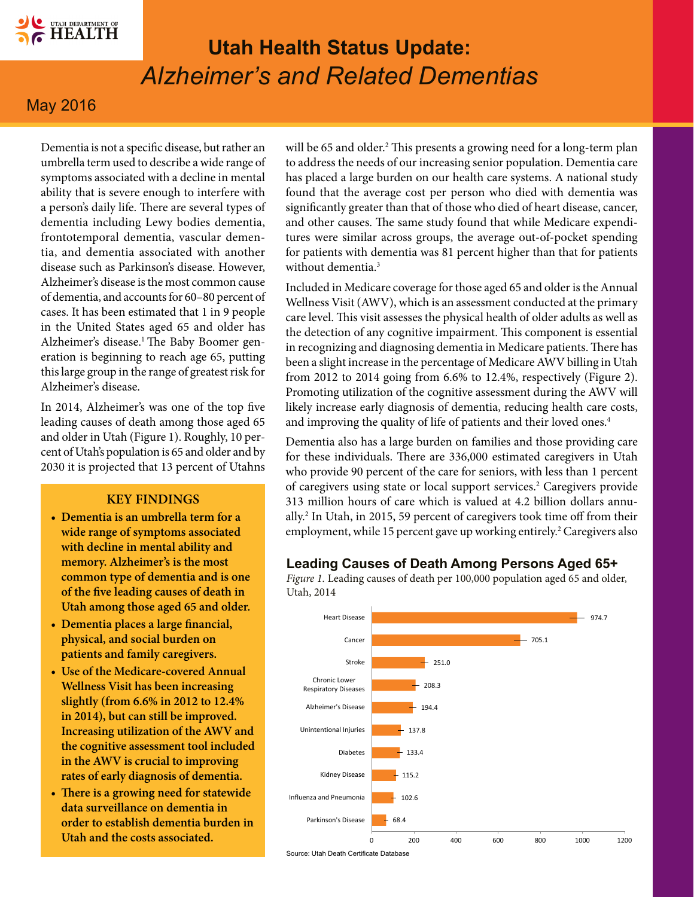# Utah Health Status Update: *Alzheimer's and Related Dementias*

May 2016

Dementia is not a specific disease, but rather an umbrella term used to describe a wide range of symptoms associated with a decline in mental ability that is severe enough to interfere with a person's daily life. There are several types of dementia including Lewy bodies dementia, frontotemporal dementia, vascular dementia, and dementia associated with another disease such as Parkinson's disease. However, Alzheimer's disease is the most common cause of dementia, and accounts for 60–80 percent of cases. It has been estimated that 1 in 9 people in the United States aged 65 and older has Alzheimer's disease.[1] The Baby Boomer generation is beginning to reach age 65, putting this large group in the range of greatest risk for Alzheimer's disease.

In 2014, Alzheimer's was one of the top five leading causes of death among those aged 65 and older in Utah (Figure 1). Roughly, 10 percent of Utah's population is 65 and older and by 2030 it is projected that 13 percent of Utahns will be 65 and older.[2] This presents a growing need for a long-term plan to address the needs of our increasing senior population. Dementia care has placed a large burden on our health care systems. A national study found that the average cost per person who died with dementia was significantly greater than that of those who died of heart disease, cancer, and other causes. The same study found that while Medicare expenditures were similar across groups, the average out-of-pocket spending for patients with dementia was 81 percent higher than that for patients without dementia.[3]

Included in Medicare coverage for those aged 65 and older is the Annual Wellness Visit (AWV), which is an assessment conducted at the primary care level. This visit assesses the physical health of older adults as well as the detection of any cognitive impairment. This component is essential in recognizing and diagnosing dementia in Medicare patients. There has been a slight increase in the percentage of Medicare AWV billing in Utah from 2012 to 2014 going from 6.6% to 12.4%, respectively (Figure 2). Promoting utilization of the cognitive assessment during the AWV will likely increase early diagnosis of dementia, reducing health care costs, and improving the quality of life of patients and their loved ones.[4]

Dementia also has a large burden on families and those providing care for these individuals. There are 336,000 estimated caregivers in Utah who provide 90 percent of the care for seniors, with less than 1 percent of caregivers using state or local support services.[2] Caregivers provide 313 million hours of care which is valued at 4.2 billion dollars annually.[2] In Utah, in 2015, 59 percent of caregivers took time off from their employment, while 15 percent gave up working entirely.[2] Caregivers also

### KEY FINDINGS

- **Dementia is an umbrella term for a wide range of symptoms associated with decline in mental ability and memory. Alzheimer's is the most common type of dementia and is one of the five leading causes of death in Utah among those aged 65 and older.**
- **Dementia places a large financial, physical, and social burden on patients and family caregivers.**
- **Use of the Medicare-covered Annual Wellness Visit has been increasing slightly (from 6.6% in 2012 to 12.4% in 2014), but can still be improved. Increasing utilization of the AWV and the cognitive assessment tool included in the AWV is crucial to improving rates of early diagnosis of dementia.**
- **There is a growing need for statewide data surveillance on dementia in order to establish dementia burden in Utah and the costs associated.**

## Leading Causes of Death Among Persons Aged 65+

*Figure 1.* Leading causes of death per 100,000 population aged 65 and older, Utah, 2014

| Cause | Rate per 100,000 |
|---|---|
| Heart Disease | 974.7 |
| Cancer | 705.1 |
| Stroke | 251.0 |
| Chronic Lower Respiratory Diseases | 208.3 |
| Alzheimer's Disease | 194.4 |
| Unintentional Injuries | 137.8 |
| Diabetes | 133.4 |
| Kidney Disease | 115.2 |
| Influenza and Pneumonia | 102.6 |
| Parkinson's Disease | 68.4 |

Source: Utah Death Certificate Database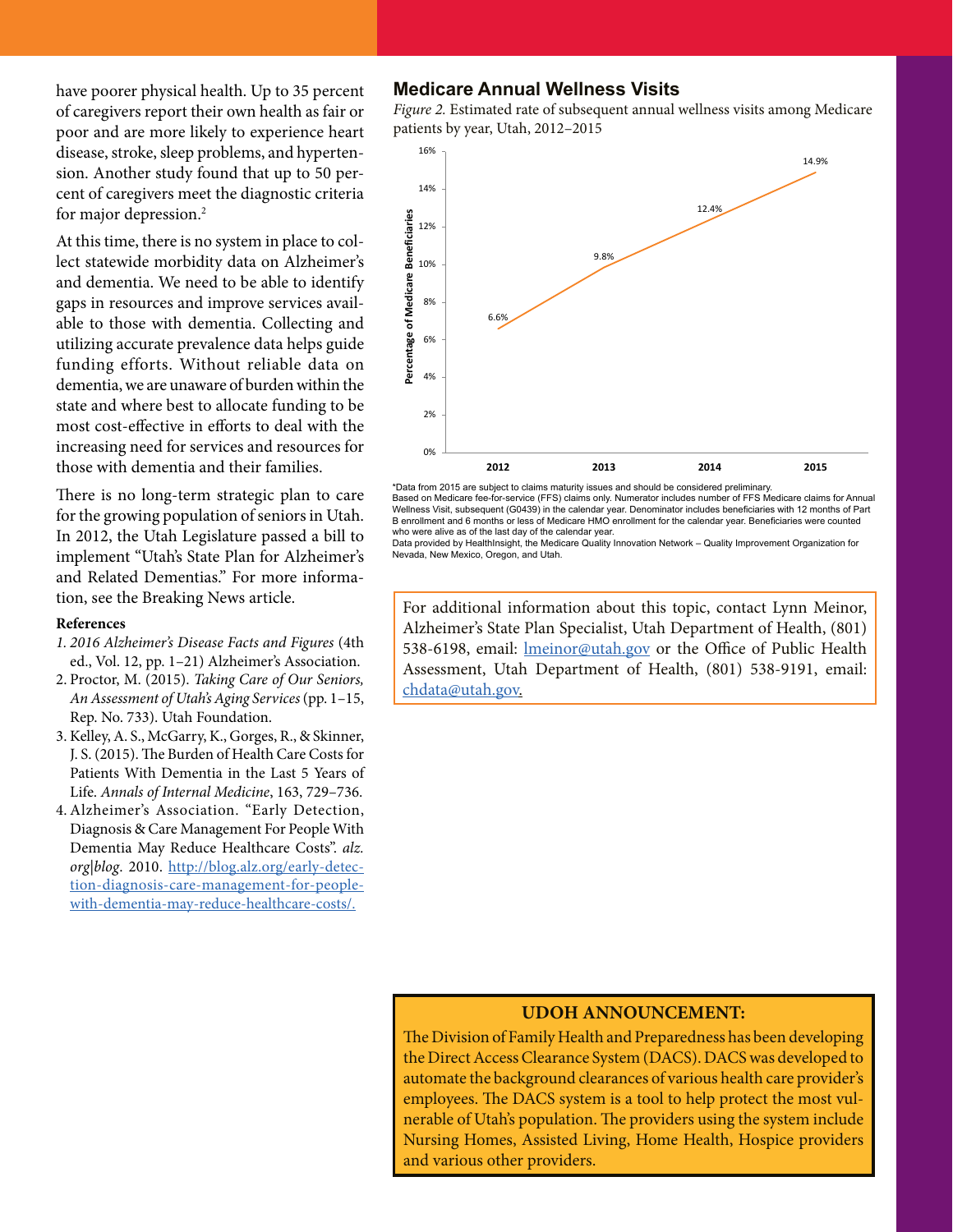have poorer physical health. Up to 35 percent of caregivers report their own health as fair or poor and are more likely to experience heart disease, stroke, sleep problems, and hypertension. Another study found that up to 50 percent of caregivers meet the diagnostic criteria for major depression.[2]

At this time, there is no system in place to collect statewide morbidity data on Alzheimer's and dementia. We need to be able to identify gaps in resources and improve services available to those with dementia. Collecting and utilizing accurate prevalence data helps guide funding efforts. Without reliable data on dementia, we are unaware of burden within the state and where best to allocate funding to be most cost-effective in efforts to deal with the increasing need for services and resources for those with dementia and their families.

There is no long-term strategic plan to care for the growing population of seniors in Utah. In 2012, the Utah Legislature passed a bill to implement "Utah's State Plan for Alzheimer's and Related Dementias." For more information, see the Breaking News article.

### References

1. *2016 Alzheimer's Disease Facts and Figures* (4th ed., Vol. 12, pp. 1–21) Alzheimer's Association.
2. Proctor, M. (2015). *Taking Care of Our Seniors, An Assessment of Utah's Aging Services* (pp. 1–15, Rep. No. 733). Utah Foundation.
3. Kelley, A. S., McGarry, K., Gorges, R., & Skinner, J. S. (2015). The Burden of Health Care Costs for Patients With Dementia in the Last 5 Years of Life. *Annals of Internal Medicine*, 163, 729–736.
4. Alzheimer's Association. "Early Detection, Diagnosis & Care Management For People With Dementia May Reduce Healthcare Costs". *alz.org|blog*. 2010. http://blog.alz.org/early-detection-diagnosis-care-management-for-people-with-dementia-may-reduce-healthcare-costs/.

## Medicare Annual Wellness Visits

*Figure 2.* Estimated rate of subsequent annual wellness visits among Medicare patients by year, Utah, 2012–2015

| Year | Percentage of Medicare Beneficiaries |
|---|---|
| 2012 | 6.6% |
| 2013 | 9.8% |
| 2014 | 12.4% |
| 2015 | 14.9% |

*Data from 2015 are subject to claims maturity issues and should be considered preliminary.
Based on Medicare fee-for-service (FFS) claims only. Numerator includes number of FFS Medicare claims for Annual Wellness Visit, subsequent (G0439) in the calendar year. Denominator includes beneficiaries with 12 months of Part B enrollment and 6 months or less of Medicare HMO enrollment for the calendar year. Beneficiaries were counted who were alive as of the last day of the calendar year.
Data provided by HealthInsight, the Medicare Quality Innovation Network – Quality Improvement Organization for Nevada, New Mexico, Oregon, and Utah.

For additional information about this topic, contact Lynn Meinor, Alzheimer's State Plan Specialist, Utah Department of Health, (801) 538-6198, email: lmeinor@utah.gov or the Office of Public Health Assessment, Utah Department of Health, (801) 538-9191, email: chdata@utah.gov.

### UDOH ANNOUNCEMENT:

The Division of Family Health and Preparedness has been developing the Direct Access Clearance System (DACS). DACS was developed to automate the background clearances of various health care provider's employees. The DACS system is a tool to help protect the most vulnerable of Utah's population. The providers using the system include Nursing Homes, Assisted Living, Home Health, Hospice providers and various other providers.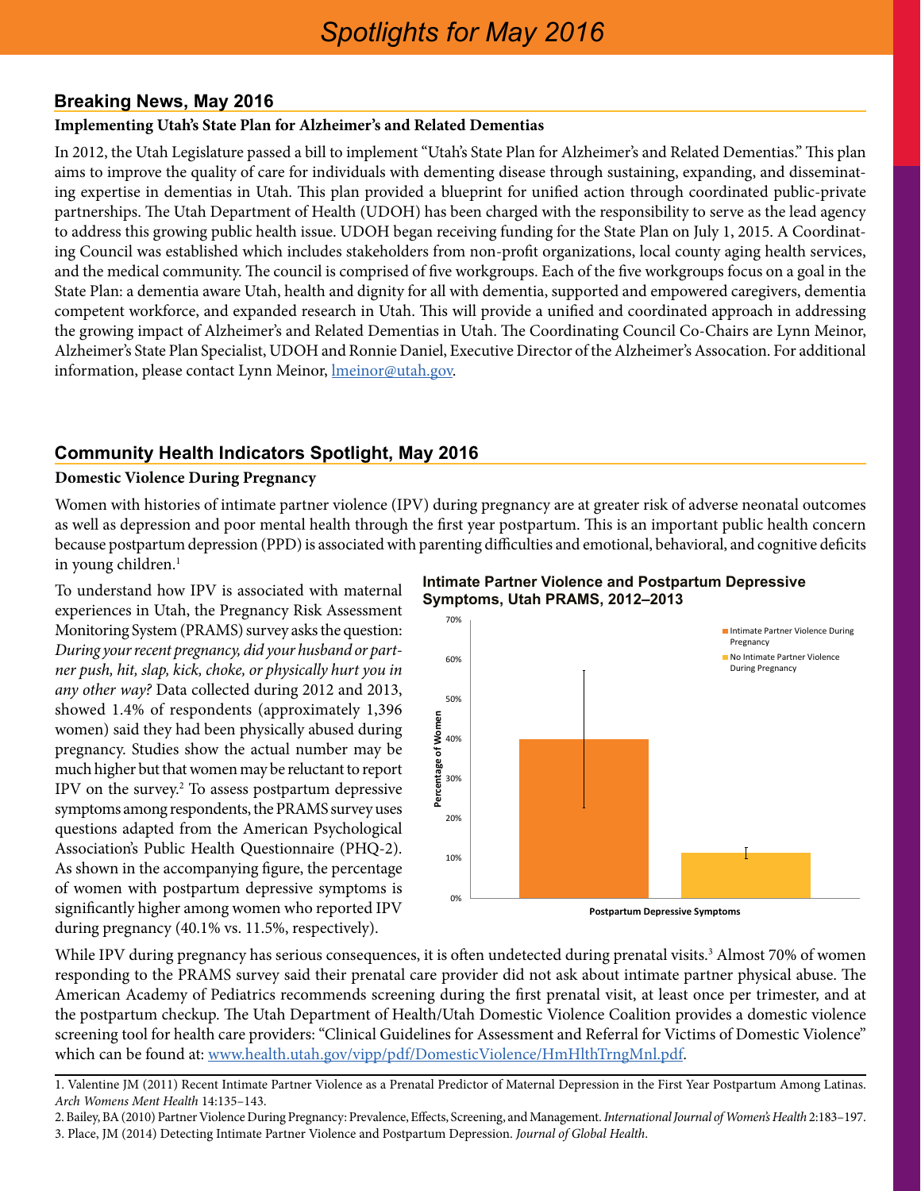# Spotlights for May 2016

## Breaking News, May 2016

### Implementing Utah's State Plan for Alzheimer's and Related Dementias

In 2012, the Utah Legislature passed a bill to implement "Utah's State Plan for Alzheimer's and Related Dementias." This plan aims to improve the quality of care for individuals with dementing disease through sustaining, expanding, and disseminating expertise in dementias in Utah. This plan provided a blueprint for unified action through coordinated public-private partnerships. The Utah Department of Health (UDOH) has been charged with the responsibility to serve as the lead agency to address this growing public health issue. UDOH began receiving funding for the State Plan on July 1, 2015. A Coordinating Council was established which includes stakeholders from non-profit organizations, local county aging health services, and the medical community. The council is comprised of five workgroups. Each of the five workgroups focus on a goal in the State Plan: a dementia aware Utah, health and dignity for all with dementia, supported and empowered caregivers, dementia competent workforce, and expanded research in Utah. This will provide a unified and coordinated approach in addressing the growing impact of Alzheimer's and Related Dementias in Utah. The Coordinating Council Co-Chairs are Lynn Meinor, Alzheimer's State Plan Specialist, UDOH and Ronnie Daniel, Executive Director of the Alzheimer's Assocation. For additional information, please contact Lynn Meinor, lmeinor@utah.gov.

## Community Health Indicators Spotlight, May 2016

### Domestic Violence During Pregnancy

Women with histories of intimate partner violence (IPV) during pregnancy are at greater risk of adverse neonatal outcomes as well as depression and poor mental health through the first year postpartum. This is an important public health concern because postpartum depression (PPD) is associated with parenting difficulties and emotional, behavioral, and cognitive deficits in young children.[1]

To understand how IPV is associated with maternal experiences in Utah, the Pregnancy Risk Assessment Monitoring System (PRAMS) survey asks the question: *During your recent pregnancy, did your husband or partner push, hit, slap, kick, choke, or physically hurt you in any other way?* Data collected during 2012 and 2013, showed 1.4% of respondents (approximately 1,396 women) said they had been physically abused during pregnancy. Studies show the actual number may be much higher but that women may be reluctant to report IPV on the survey.[2] To assess postpartum depressive symptoms among respondents, the PRAMS survey uses questions adapted from the American Psychological Association's Public Health Questionnaire (PHQ-2). As shown in the accompanying figure, the percentage of women with postpartum depressive symptoms is significantly higher among women who reported IPV during pregnancy (40.1% vs. 11.5%, respectively).

**Intimate Partner Violence and Postpartum Depressive Symptoms, Utah PRAMS, 2012–2013**

| Postpartum Depressive Symptoms | Percentage of Women |
|---|---|
| Intimate Partner Violence During Pregnancy | 40.1% |
| No Intimate Partner Violence During Pregnancy | 11.5% |

While IPV during pregnancy has serious consequences, it is often undetected during prenatal visits.[3] Almost 70% of women responding to the PRAMS survey said their prenatal care provider did not ask about intimate partner physical abuse. The American Academy of Pediatrics recommends screening during the first prenatal visit, at least once per trimester, and at the postpartum checkup. The Utah Department of Health/Utah Domestic Violence Coalition provides a domestic violence screening tool for health care providers: "Clinical Guidelines for Assessment and Referral for Victims of Domestic Violence" which can be found at: www.health.utah.gov/vipp/pdf/DomesticViolence/HmHlthTrngMnl.pdf.

1. Valentine JM (2011) Recent Intimate Partner Violence as a Prenatal Predictor of Maternal Depression in the First Year Postpartum Among Latinas. *Arch Womens Ment Health* 14:135–143.
2. Bailey, BA (2010) Partner Violence During Pregnancy: Prevalence, Effects, Screening, and Management. *International Journal of Women's Health* 2:183–197.
3. Place, JM (2014) Detecting Intimate Partner Violence and Postpartum Depression. *Journal of Global Health*.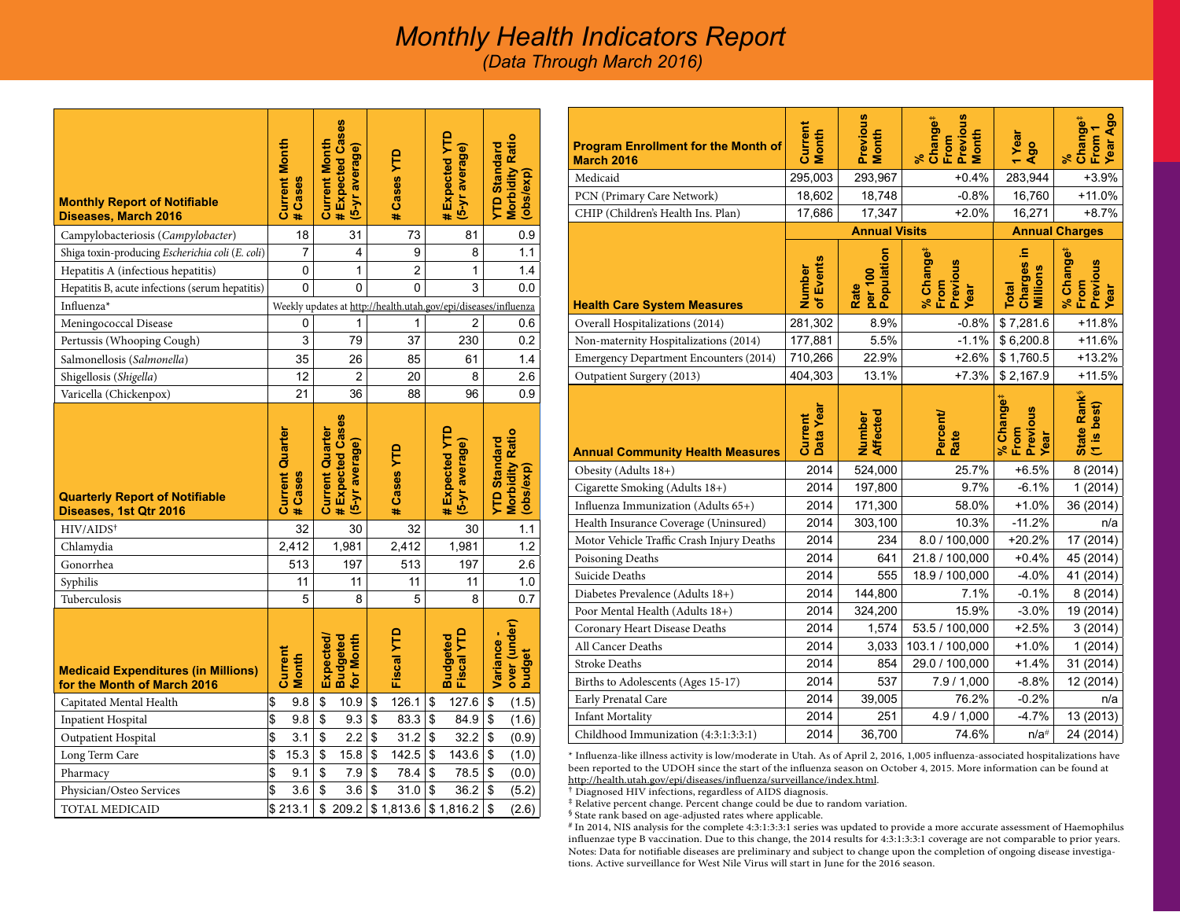# Monthly Health Indicators Report

*(Data Through March 2016)*

| Monthly Report of Notifiable Diseases, March 2016 | Current Month # Cases | Current Month # Expected Cases (5-yr average) | # Cases YTD | # Expected YTD (5-yr average) | YTD Standard Morbidity Ratio (obs/exp) |
|---|---|---|---|---|---|
| Campylobacteriosis (*Campylobacter*) | 18 | 31 | 73 | 81 | 0.9 |
| Shiga toxin-producing *Escherichia coli* (*E. coli*) | 7 | 4 | 9 | 8 | 1.1 |
| Hepatitis A (infectious hepatitis) | 0 | 1 | 2 | 1 | 1.4 |
| Hepatitis B, acute infections (serum hepatitis) | 0 | 0 | 0 | 3 | 0.0 |
| Influenza* | Weekly updates at http://health.utah.gov/epi/diseases/influenza | | | | |
| Meningococcal Disease | 0 | 1 | 1 | 2 | 0.6 |
| Pertussis (Whooping Cough) | 3 | 79 | 37 | 230 | 0.2 |
| Salmonellosis (*Salmonella*) | 35 | 26 | 85 | 61 | 1.4 |
| Shigellosis (*Shigella*) | 12 | 2 | 20 | 8 | 2.6 |
| Varicella (Chickenpox) | 21 | 36 | 88 | 96 | 0.9 |

| Quarterly Report of Notifiable Diseases, 1st Qtr 2016 | Current Quarter # Cases | Current Quarter # Expected Cases (5-yr average) | # Cases YTD | # Expected YTD (5-yr average) | YTD Standard Morbidity Ratio (obs/exp) |
|---|---|---|---|---|---|
| HIV/AIDS† | 32 | 30 | 32 | 30 | 1.1 |
| Chlamydia | 2,412 | 1,981 | 2,412 | 1,981 | 1.2 |
| Gonorrhea | 513 | 197 | 513 | 197 | 2.6 |
| Syphilis | 11 | 11 | 11 | 11 | 1.0 |
| Tuberculosis | 5 | 8 | 5 | 8 | 0.7 |

| Medicaid Expenditures (in Millions) for the Month of March 2016 | Current Month | Expected/ Budgeted for Month | Fiscal YTD | Budgeted Fiscal YTD | Variance - over (under) budget |
|---|---|---|---|---|---|
| Capitated Mental Health | $ 9.8 | $ 10.9 | $ 126.1 | $ 127.6 | $ (1.5) |
| Inpatient Hospital | $ 9.8 | $ 9.3 | $ 83.3 | $ 84.9 | $ (1.6) |
| Outpatient Hospital | $ 3.1 | $ 2.2 | $ 31.2 | $ 32.2 | $ (0.9) |
| Long Term Care | $ 15.3 | $ 15.8 | $ 142.5 | $ 143.6 | $ (1.0) |
| Pharmacy | $ 9.1 | $ 7.9 | $ 78.4 | $ 78.5 | $ (0.0) |
| Physician/Osteo Services | $ 3.6 | $ 3.6 | $ 31.0 | $ 36.2 | $ (5.2) |
| TOTAL MEDICAID | $ 213.1 | $ 209.2 | $ 1,813.6 | $ 1,816.2 | $ (2.6) |

| Program Enrollment for the Month of March 2016 | Current Month | Previous Month | % Change‡ From Previous Month | 1 Year Ago | % Change‡ From 1 Year Ago |
|---|---|---|---|---|---|
| Medicaid | 295,003 | 293,967 | +0.4% | 283,944 | +3.9% |
| PCN (Primary Care Network) | 18,602 | 18,748 | -0.8% | 16,760 | +11.0% |
| CHIP (Children's Health Ins. Plan) | 17,686 | 17,347 | +2.0% | 16,271 | +8.7% |

| Health Care System Measures | Annual Visits | | | Annual Charges | |
|---|---|---|---|---|---|
| | Number of Events | Rate per 100 Population | % Change‡ From Previous Year | Total Charges in Millions | % Change‡ From Previous Year |
| Overall Hospitalizations (2014) | 281,302 | 8.9% | -0.8% | $ 7,281.6 | +11.8% |
| Non-maternity Hospitalizations (2014) | 177,881 | 5.5% | -1.1% | $ 6,200.8 | +11.6% |
| Emergency Department Encounters (2014) | 710,266 | 22.9% | +2.6% | $ 1,760.5 | +13.2% |
| Outpatient Surgery (2013) | 404,303 | 13.1% | +7.3% | $ 2,167.9 | +11.5% |

| Annual Community Health Measures | Current Data Year | Number Affected | Percent/ Rate | % Change‡ From Previous Year | State Rank§ (1 is best) |
|---|---|---|---|---|---|
| Obesity (Adults 18+) | 2014 | 524,000 | 25.7% | +6.5% | 8 (2014) |
| Cigarette Smoking (Adults 18+) | 2014 | 197,800 | 9.7% | -6.1% | 1 (2014) |
| Influenza Immunization (Adults 65+) | 2014 | 171,300 | 58.0% | +1.0% | 36 (2014) |
| Health Insurance Coverage (Uninsured) | 2014 | 303,100 | 10.3% | -11.2% | n/a |
| Motor Vehicle Traffic Crash Injury Deaths | 2014 | 234 | 8.0 / 100,000 | +20.2% | 17 (2014) |
| Poisoning Deaths | 2014 | 641 | 21.8 / 100,000 | +0.4% | 45 (2014) |
| Suicide Deaths | 2014 | 555 | 18.9 / 100,000 | -4.0% | 41 (2014) |
| Diabetes Prevalence (Adults 18+) | 2014 | 144,800 | 7.1% | -0.1% | 8 (2014) |
| Poor Mental Health (Adults 18+) | 2014 | 324,200 | 15.9% | -3.0% | 19 (2014) |
| Coronary Heart Disease Deaths | 2014 | 1,574 | 53.5 / 100,000 | +2.5% | 3 (2014) |
| All Cancer Deaths | 2014 | 3,033 | 103.1 / 100,000 | +1.0% | 1 (2014) |
| Stroke Deaths | 2014 | 854 | 29.0 / 100,000 | +1.4% | 31 (2014) |
| Births to Adolescents (Ages 15-17) | 2014 | 537 | 7.9 / 1,000 | -8.8% | 12 (2014) |
| Early Prenatal Care | 2014 | 39,005 | 76.2% | -0.2% | n/a |
| Infant Mortality | 2014 | 251 | 4.9 / 1,000 | -4.7% | 13 (2013) |
| Childhood Immunization (4:3:1:3:3:1) | 2014 | 36,700 | 74.6% | n/a# | 24 (2014) |

\* Influenza-like illness activity is low/moderate in Utah. As of April 2, 2016, 1,005 influenza-associated hospitalizations have been reported to the UDOH since the start of the influenza season on October 4, 2015. More information can be found at http://health.utah.gov/epi/diseases/influenza/surveillance/index.html.

† Diagnosed HIV infections, regardless of AIDS diagnosis.

‡ Relative percent change. Percent change could be due to random variation.

§ State rank based on age-adjusted rates where applicable.

\# In 2014, NIS analysis for the complete 4:3:1:3:3:1 series was updated to provide a more accurate assessment of Haemophilus influenzae type B vaccination. Due to this change, the 2014 results for 4:3:1:3:3:1 coverage are not comparable to prior years.

Notes: Data for notifiable diseases are preliminary and subject to change upon the completion of ongoing disease investigations. Active surveillance for West Nile Virus will start in June for the 2016 season.